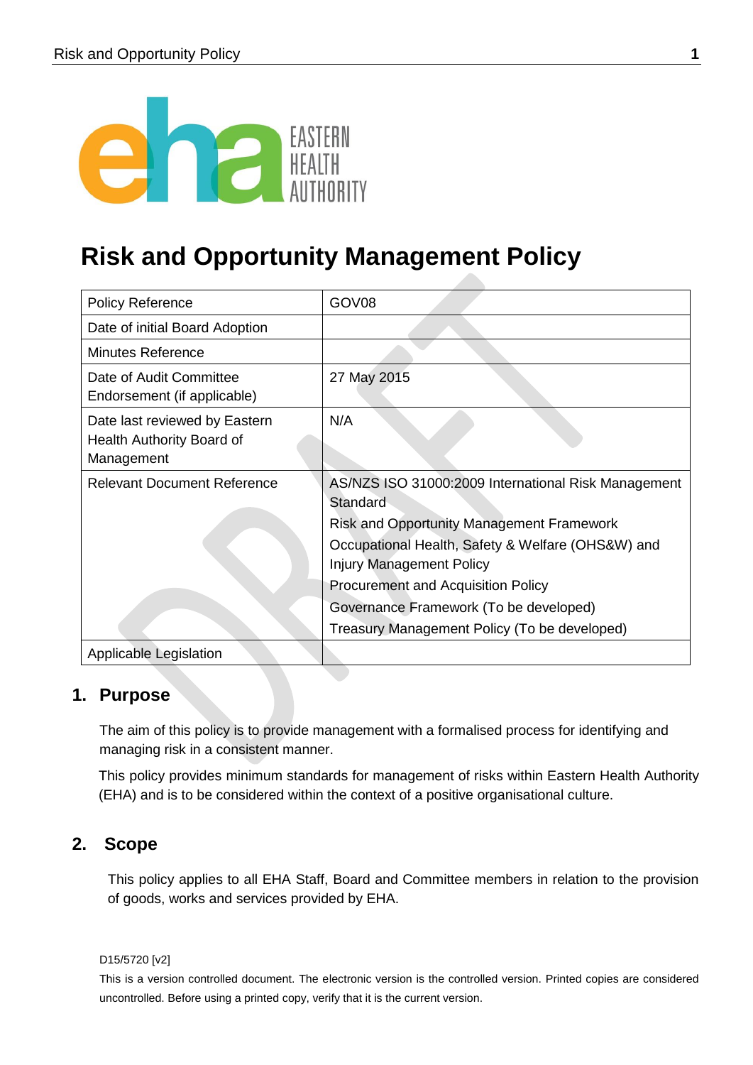# Risk and Opportunity Management Policy

| Policy Reference | GOV08 |
|---|---|
| Date of initial Board Adoption | |
| Minutes Reference | |
| Date of Audit Committee Endorsement (if applicable) | 27 May 2015 |
| Date last reviewed by Eastern Health Authority Board of Management | N/A |
| Relevant Document Reference | AS/NZS ISO 31000:2009 International Risk Management Standard<br>Risk and Opportunity Management Framework<br>Occupational Health, Safety & Welfare (OHS&W) and Injury Management Policy<br>Procurement and Acquisition Policy<br>Governance Framework (To be developed)<br>Treasury Management Policy (To be developed) |
| Applicable Legislation | |

## 1. Purpose

The aim of this policy is to provide management with a formalised process for identifying and managing risk in a consistent manner.

This policy provides minimum standards for management of risks within Eastern Health Authority (EHA) and is to be considered within the context of a positive organisational culture.

## 2. Scope

This policy applies to all EHA Staff, Board and Committee members in relation to the provision of goods, works and services provided by EHA.

D15/5720 [v2]

This is a version controlled document. The electronic version is the controlled version. Printed copies are considered uncontrolled. Before using a printed copy, verify that it is the current version.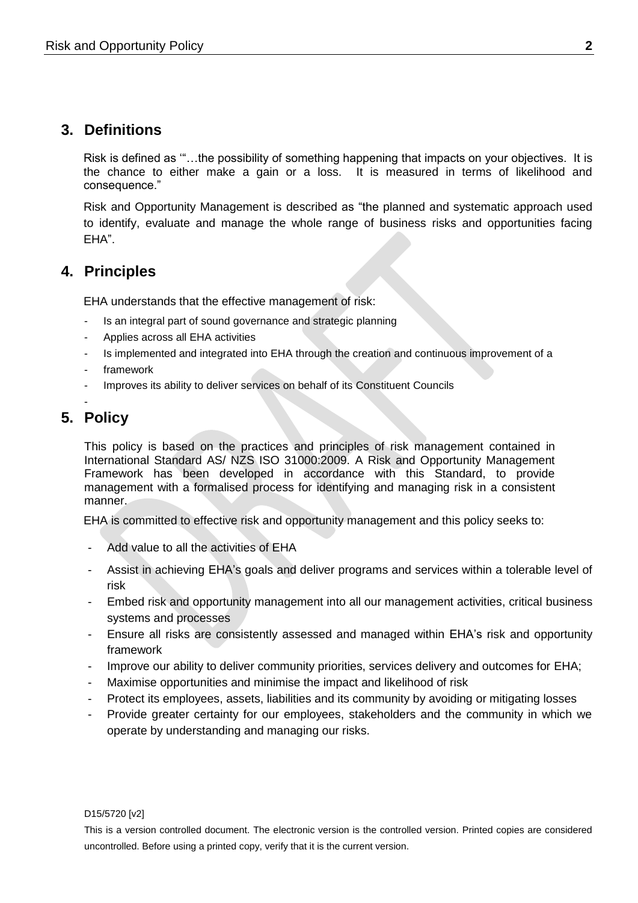## 3. Definitions

Risk is defined as '"…the possibility of something happening that impacts on your objectives. It is the chance to either make a gain or a loss. It is measured in terms of likelihood and consequence."

Risk and Opportunity Management is described as "the planned and systematic approach used to identify, evaluate and manage the whole range of business risks and opportunities facing EHA".

## 4. Principles

EHA understands that the effective management of risk:

- Is an integral part of sound governance and strategic planning
- Applies across all EHA activities
- Is implemented and integrated into EHA through the creation and continuous improvement of a
- framework
- Improves its ability to deliver services on behalf of its Constituent Councils
-

## 5. Policy

This policy is based on the practices and principles of risk management contained in International Standard AS/ NZS ISO 31000:2009. A Risk and Opportunity Management Framework has been developed in accordance with this Standard, to provide management with a formalised process for identifying and managing risk in a consistent manner.

EHA is committed to effective risk and opportunity management and this policy seeks to:

- Add value to all the activities of EHA
- Assist in achieving EHA's goals and deliver programs and services within a tolerable level of risk
- Embed risk and opportunity management into all our management activities, critical business systems and processes
- Ensure all risks are consistently assessed and managed within EHA's risk and opportunity framework
- Improve our ability to deliver community priorities, services delivery and outcomes for EHA;
- Maximise opportunities and minimise the impact and likelihood of risk
- Protect its employees, assets, liabilities and its community by avoiding or mitigating losses
- Provide greater certainty for our employees, stakeholders and the community in which we operate by understanding and managing our risks.

D15/5720 [v2]

This is a version controlled document. The electronic version is the controlled version. Printed copies are considered uncontrolled. Before using a printed copy, verify that it is the current version.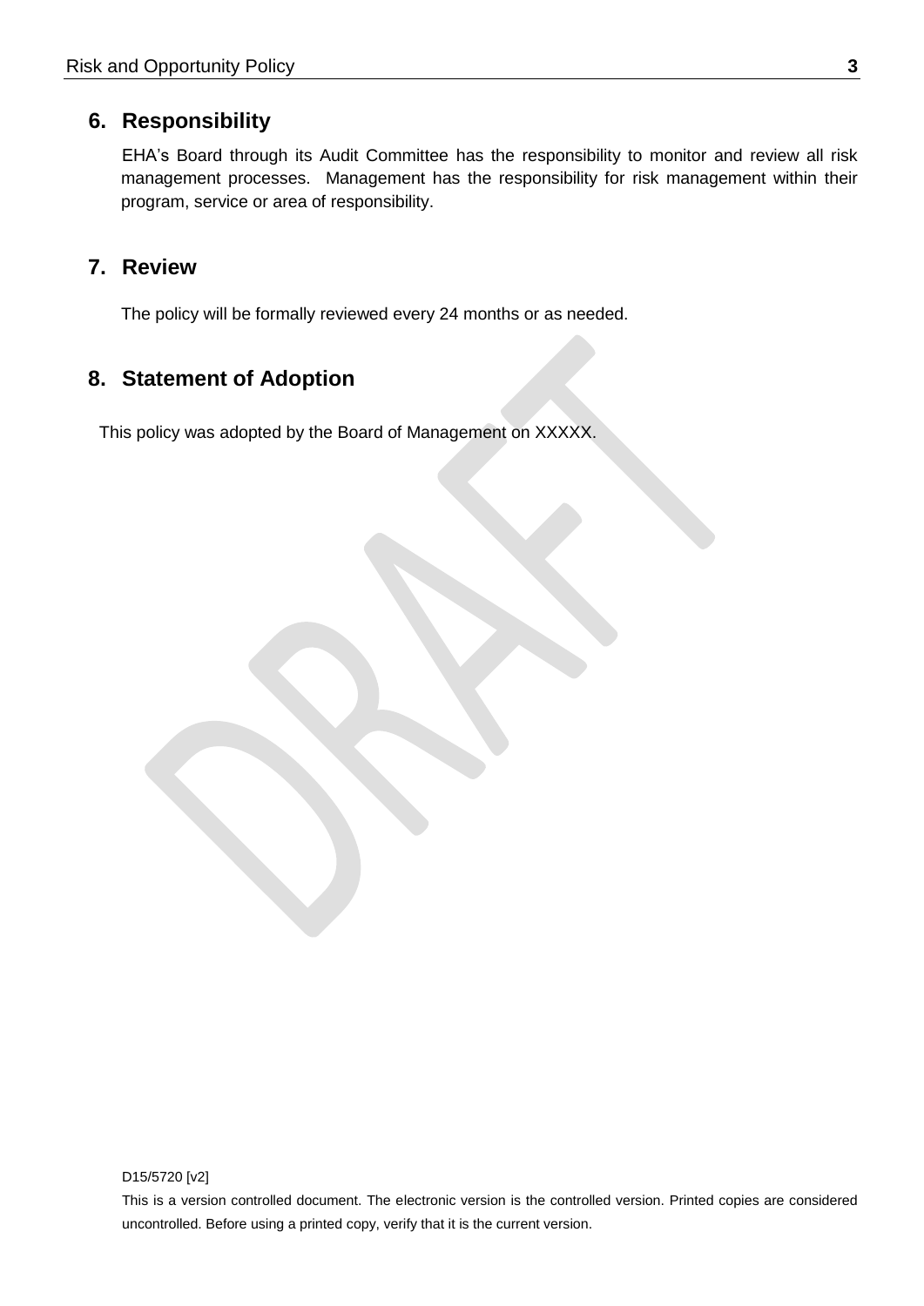## 6. Responsibility

EHA's Board through its Audit Committee has the responsibility to monitor and review all risk management processes. Management has the responsibility for risk management within their program, service or area of responsibility.

## 7. Review

The policy will be formally reviewed every 24 months or as needed.

## 8. Statement of Adoption

This policy was adopted by the Board of Management on XXXXX.

D15/5720 [v2]

This is a version controlled document. The electronic version is the controlled version. Printed copies are considered uncontrolled. Before using a printed copy, verify that it is the current version.